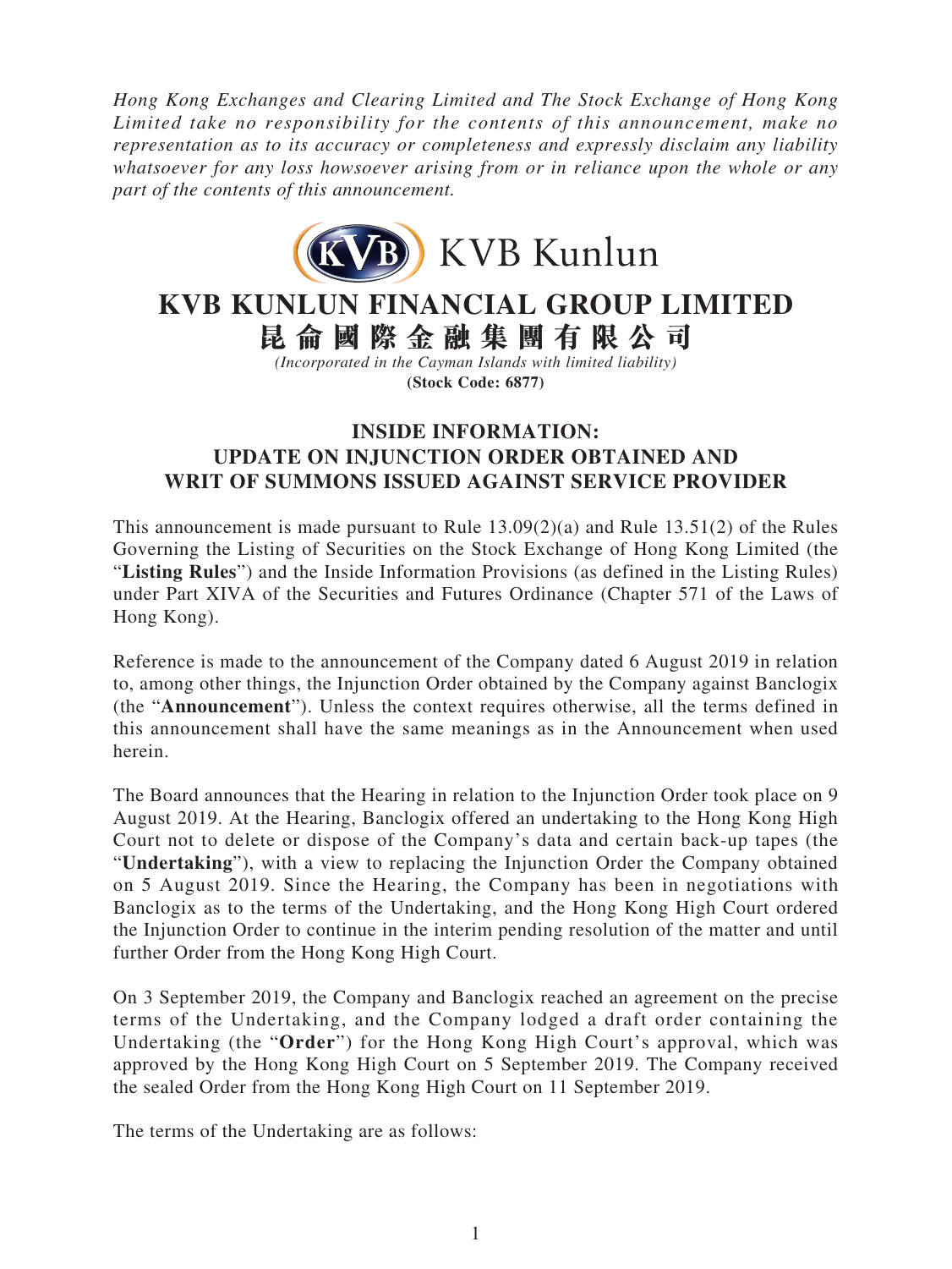*Hong Kong Exchanges and Clearing Limited and The Stock Exchange of Hong Kong Limited take no responsibility for the contents of this announcement, make no representation as to its accuracy or completeness and expressly disclaim any liability whatsoever for any loss howsoever arising from or in reliance upon the whole or any part of the contents of this announcement.*

KVB Kunlun

# KVB KUNLUN FINANCIAL GROUP LIMITED
# 昆侖國際金融集團有限公司

*(Incorporated in the Cayman Islands with limited liability)*
**(Stock Code: 6877)**

## INSIDE INFORMATION: UPDATE ON INJUNCTION ORDER OBTAINED AND WRIT OF SUMMONS ISSUED AGAINST SERVICE PROVIDER

This announcement is made pursuant to Rule 13.09(2)(a) and Rule 13.51(2) of the Rules Governing the Listing of Securities on the Stock Exchange of Hong Kong Limited (the "**Listing Rules**") and the Inside Information Provisions (as defined in the Listing Rules) under Part XIVA of the Securities and Futures Ordinance (Chapter 571 of the Laws of Hong Kong).

Reference is made to the announcement of the Company dated 6 August 2019 in relation to, among other things, the Injunction Order obtained by the Company against Banclogix (the "**Announcement**"). Unless the context requires otherwise, all the terms defined in this announcement shall have the same meanings as in the Announcement when used herein.

The Board announces that the Hearing in relation to the Injunction Order took place on 9 August 2019. At the Hearing, Banclogix offered an undertaking to the Hong Kong High Court not to delete or dispose of the Company's data and certain back-up tapes (the "**Undertaking**"), with a view to replacing the Injunction Order the Company obtained on 5 August 2019. Since the Hearing, the Company has been in negotiations with Banclogix as to the terms of the Undertaking, and the Hong Kong High Court ordered the Injunction Order to continue in the interim pending resolution of the matter and until further Order from the Hong Kong High Court.

On 3 September 2019, the Company and Banclogix reached an agreement on the precise terms of the Undertaking, and the Company lodged a draft order containing the Undertaking (the "**Order**") for the Hong Kong High Court's approval, which was approved by the Hong Kong High Court on 5 September 2019. The Company received the sealed Order from the Hong Kong High Court on 11 September 2019.

The terms of the Undertaking are as follows: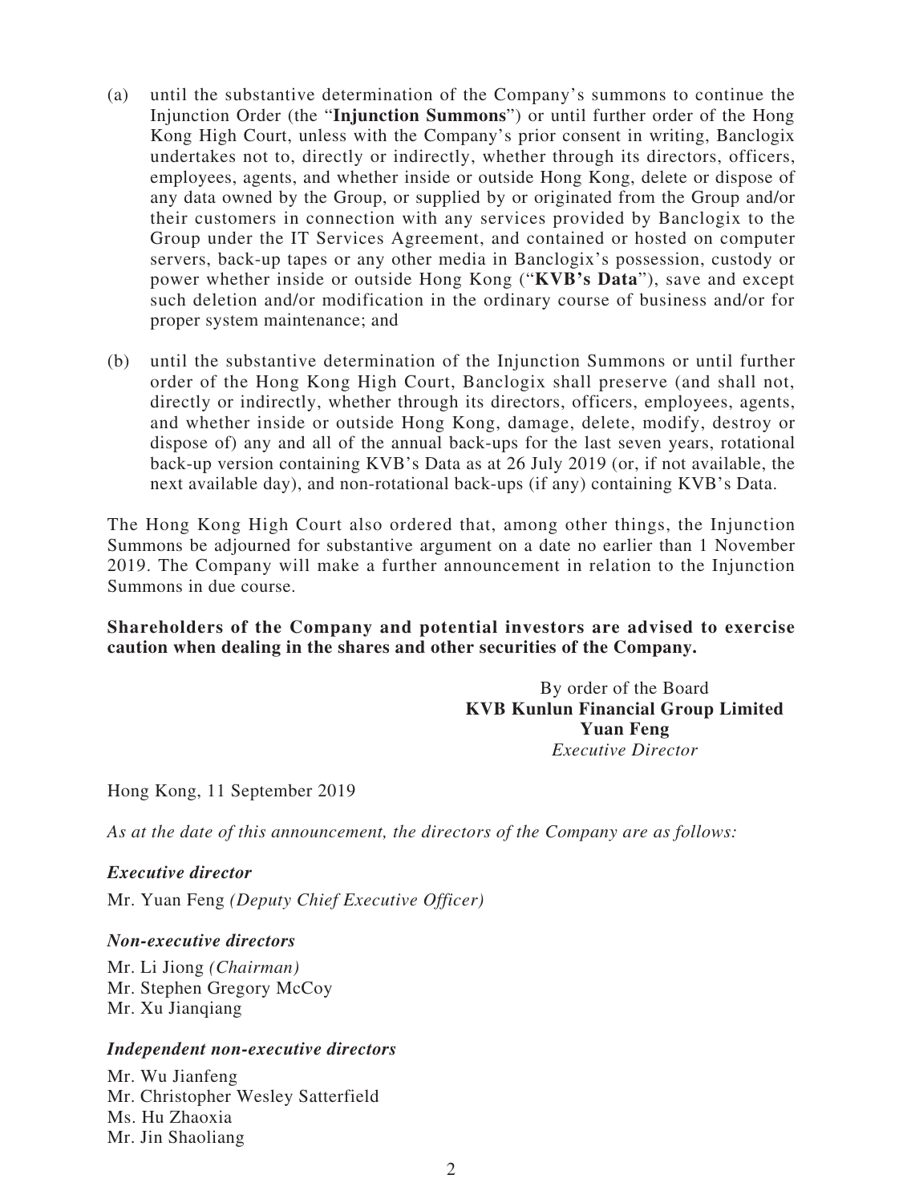(a) until the substantive determination of the Company's summons to continue the Injunction Order (the "**Injunction Summons**") or until further order of the Hong Kong High Court, unless with the Company's prior consent in writing, Banclogix undertakes not to, directly or indirectly, whether through its directors, officers, employees, agents, and whether inside or outside Hong Kong, delete or dispose of any data owned by the Group, or supplied by or originated from the Group and/or their customers in connection with any services provided by Banclogix to the Group under the IT Services Agreement, and contained or hosted on computer servers, back-up tapes or any other media in Banclogix's possession, custody or power whether inside or outside Hong Kong ("**KVB's Data**"), save and except such deletion and/or modification in the ordinary course of business and/or for proper system maintenance; and

(b) until the substantive determination of the Injunction Summons or until further order of the Hong Kong High Court, Banclogix shall preserve (and shall not, directly or indirectly, whether through its directors, officers, employees, agents, and whether inside or outside Hong Kong, damage, delete, modify, destroy or dispose of) any and all of the annual back-ups for the last seven years, rotational back-up version containing KVB's Data as at 26 July 2019 (or, if not available, the next available day), and non-rotational back-ups (if any) containing KVB's Data.

The Hong Kong High Court also ordered that, among other things, the Injunction Summons be adjourned for substantive argument on a date no earlier than 1 November 2019. The Company will make a further announcement in relation to the Injunction Summons in due course.

**Shareholders of the Company and potential investors are advised to exercise caution when dealing in the shares and other securities of the Company.**

By order of the Board
**KVB Kunlun Financial Group Limited**
**Yuan Feng**
*Executive Director*

Hong Kong, 11 September 2019

*As at the date of this announcement, the directors of the Company are as follows:*

***Executive director***

Mr. Yuan Feng *(Deputy Chief Executive Officer)*

***Non-executive directors***

Mr. Li Jiong *(Chairman)*
Mr. Stephen Gregory McCoy
Mr. Xu Jianqiang

***Independent non-executive directors***

Mr. Wu Jianfeng
Mr. Christopher Wesley Satterfield
Ms. Hu Zhaoxia
Mr. Jin Shaoliang